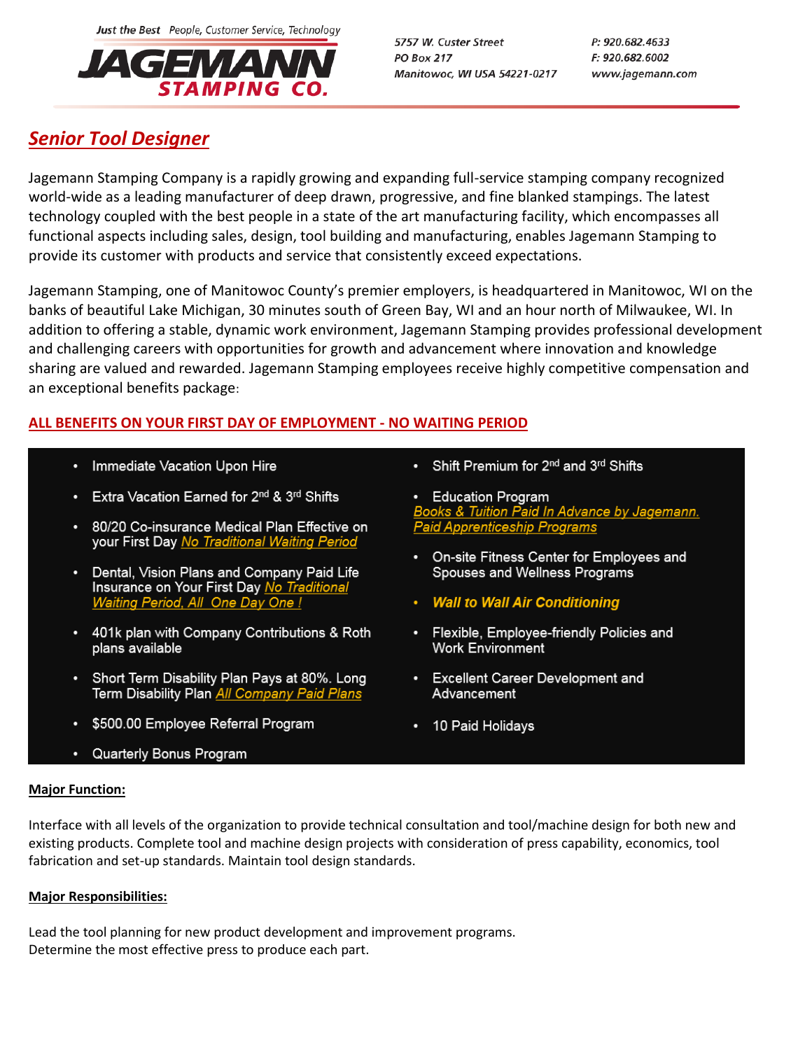Just the Best People, Customer Service, Technology

**JAGEMANN STAMPING CO.**

5757 W. Custer Street
PO Box 217
Manitowoc, WI USA 54221-0217

P: 920.682.4633
F: 920.682.6002
www.jagemann.com

# *Senior Tool Designer*

Jagemann Stamping Company is a rapidly growing and expanding full-service stamping company recognized world-wide as a leading manufacturer of deep drawn, progressive, and fine blanked stampings. The latest technology coupled with the best people in a state of the art manufacturing facility, which encompasses all functional aspects including sales, design, tool building and manufacturing, enables Jagemann Stamping to provide its customer with products and service that consistently exceed expectations.

Jagemann Stamping, one of Manitowoc County's premier employers, is headquartered in Manitowoc, WI on the banks of beautiful Lake Michigan, 30 minutes south of Green Bay, WI and an hour north of Milwaukee, WI. In addition to offering a stable, dynamic work environment, Jagemann Stamping provides professional development and challenging careers with opportunities for growth and advancement where innovation and knowledge sharing are valued and rewarded. Jagemann Stamping employees receive highly competitive compensation and an exceptional benefits package:

**ALL BENEFITS ON YOUR FIRST DAY OF EMPLOYMENT - NO WAITING PERIOD**

- Immediate Vacation Upon Hire
- Extra Vacation Earned for 2nd & 3rd Shifts
- 80/20 Co-insurance Medical Plan Effective on your First Day *No Traditional Waiting Period*
- Dental, Vision Plans and Company Paid Life Insurance on Your First Day *No Traditional Waiting Period, All One Day One !*
- 401k plan with Company Contributions & Roth plans available
- Short Term Disability Plan Pays at 80%. Long Term Disability Plan *All Company Paid Plans*
- $500.00 Employee Referral Program
- Quarterly Bonus Program
- Shift Premium for 2nd and 3rd Shifts
- Education Program
  *Books & Tuition Paid In Advance by Jagemann.*
  *Paid Apprenticeship Programs*
- On-site Fitness Center for Employees and Spouses and Wellness Programs
- ***Wall to Wall Air Conditioning***
- Flexible, Employee-friendly Policies and Work Environment
- Excellent Career Development and Advancement
- 10 Paid Holidays

**Major Function:**

Interface with all levels of the organization to provide technical consultation and tool/machine design for both new and existing products. Complete tool and machine design projects with consideration of press capability, economics, tool fabrication and set-up standards. Maintain tool design standards.

**Major Responsibilities:**

Lead the tool planning for new product development and improvement programs.
Determine the most effective press to produce each part.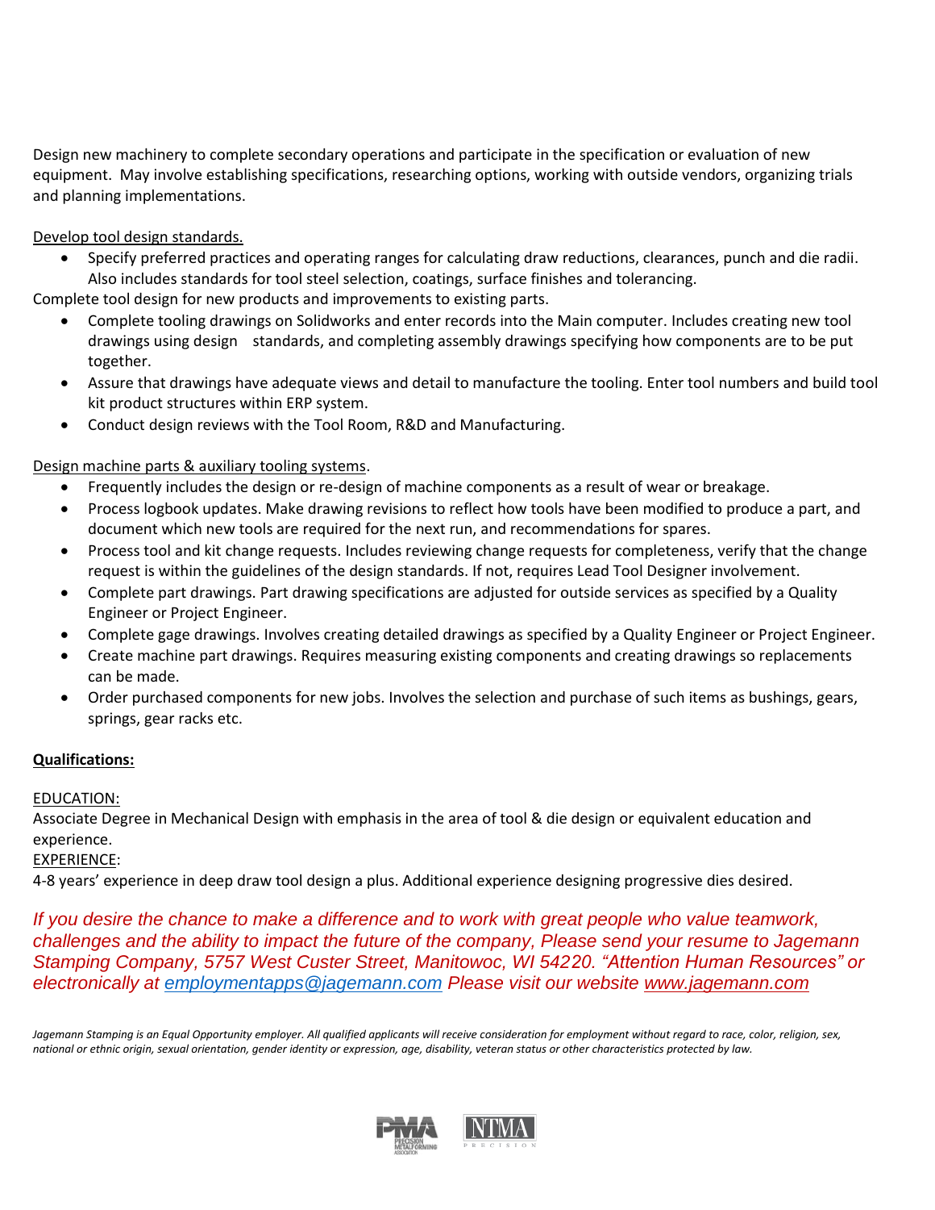Design new machinery to complete secondary operations and participate in the specification or evaluation of new equipment. May involve establishing specifications, researching options, working with outside vendors, organizing trials and planning implementations.

<u>Develop tool design standards.</u>

- Specify preferred practices and operating ranges for calculating draw reductions, clearances, punch and die radii. Also includes standards for tool steel selection, coatings, surface finishes and tolerancing.

Complete tool design for new products and improvements to existing parts.

- Complete tooling drawings on Solidworks and enter records into the Main computer. Includes creating new tool drawings using design standards, and completing assembly drawings specifying how components are to be put together.
- Assure that drawings have adequate views and detail to manufacture the tooling. Enter tool numbers and build tool kit product structures within ERP system.
- Conduct design reviews with the Tool Room, R&D and Manufacturing.

<u>Design machine parts & auxiliary tooling systems</u>.

- Frequently includes the design or re-design of machine components as a result of wear or breakage.
- Process logbook updates. Make drawing revisions to reflect how tools have been modified to produce a part, and document which new tools are required for the next run, and recommendations for spares.
- Process tool and kit change requests. Includes reviewing change requests for completeness, verify that the change request is within the guidelines of the design standards. If not, requires Lead Tool Designer involvement.
- Complete part drawings. Part drawing specifications are adjusted for outside services as specified by a Quality Engineer or Project Engineer.
- Complete gage drawings. Involves creating detailed drawings as specified by a Quality Engineer or Project Engineer.
- Create machine part drawings. Requires measuring existing components and creating drawings so replacements can be made.
- Order purchased components for new jobs. Involves the selection and purchase of such items as bushings, gears, springs, gear racks etc.

**<u>Qualifications:</u>**

<u>EDUCATION:</u>
Associate Degree in Mechanical Design with emphasis in the area of tool & die design or equivalent education and experience.

<u>EXPERIENCE</u>:
4-8 years' experience in deep draw tool design a plus. Additional experience designing progressive dies desired.

*If you desire the chance to make a difference and to work with great people who value teamwork, challenges and the ability to impact the future of the company, Please send your resume to Jagemann Stamping Company, 5757 West Custer Street, Manitowoc, WI 54220. "Attention Human Resources" or electronically at employmentapps@jagemann.com Please visit our website www.jagemann.com*

*Jagemann Stamping is an Equal Opportunity employer. All qualified applicants will receive consideration for employment without regard to race, color, religion, sex, national or ethnic origin, sexual orientation, gender identity or expression, age, disability, veteran status or other characteristics protected by law.*